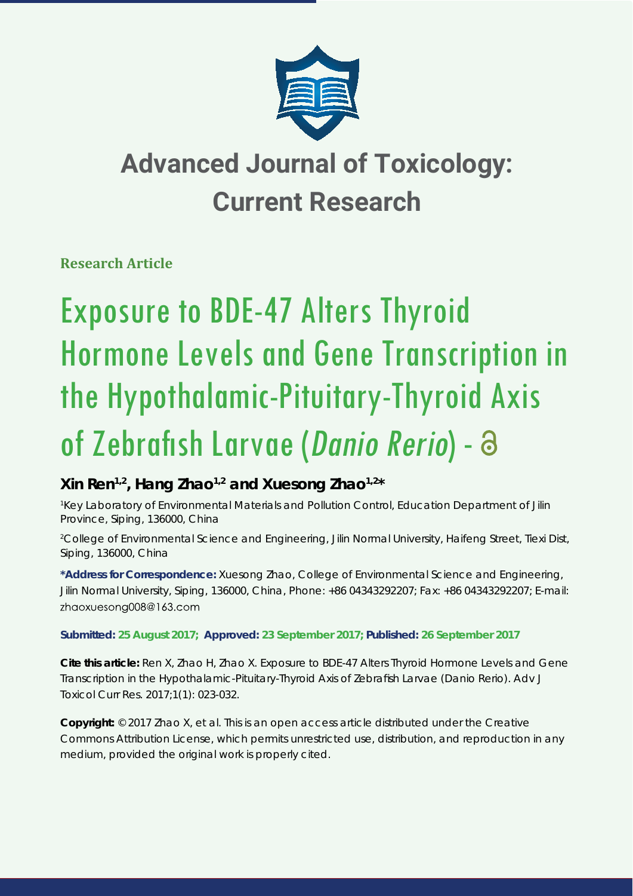# Advanced Journal of Toxicology: Current Research

**Research Article**

# Exposure to BDE-47 Alters Thyroid Hormone Levels and Gene Transcription in the Hypothalamic-Pituitary-Thyroid Axis of Zebrafish Larvae (*Danio Rerio*)

**Xin Ren[1,2], Hang Zhao[1,2] and Xuesong Zhao[1,2]***

[1]Key Laboratory of Environmental Materials and Pollution Control, Education Department of Jilin Province, Siping, 136000, China

[2]College of Environmental Science and Engineering, Jilin Normal University, Haifeng Street, Tiexi Dist, Siping, 136000, China

**\*Address for Correspondence:** Xuesong Zhao, College of Environmental Science and Engineering, Jilin Normal University, Siping, 136000, China, Phone: +86 04343292207; Fax: +86 04343292207; E-mail: zhaoxuesong008@163.com

**Submitted: 25 August 2017; Approved: 23 September 2017; Published: 26 September 2017**

**Cite this article:** Ren X, Zhao H, Zhao X. Exposure to BDE-47 Alters Thyroid Hormone Levels and Gene Transcription in the Hypothalamic-Pituitary-Thyroid Axis of Zebrafish Larvae (Danio Rerio). Adv J Toxicol Curr Res. 2017;1(1): 023-032.

**Copyright:** © 2017 Zhao X, et al. This is an open access article distributed under the Creative Commons Attribution License, which permits unrestricted use, distribution, and reproduction in any medium, provided the original work is properly cited.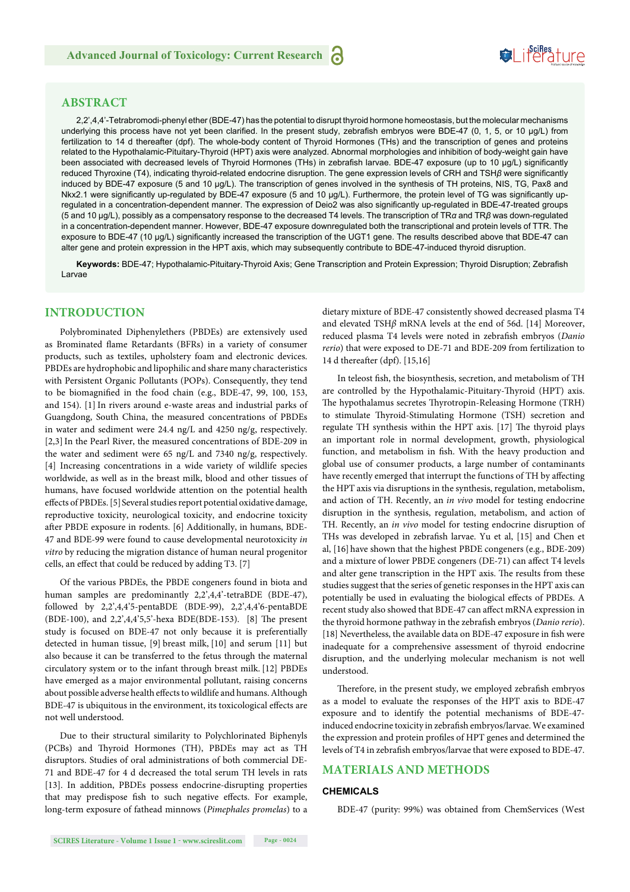## ABSTRACT

2,2',4,4'-Tetrabromodi-phenyl ether (BDE-47) has the potential to disrupt thyroid hormone homeostasis, but the molecular mechanisms underlying this process have not yet been clarified. In the present study, zebrafish embryos were BDE-47 (0, 1, 5, or 10 μg/L) from fertilization to 14 d thereafter (dpf). The whole-body content of Thyroid Hormones (THs) and the transcription of genes and proteins related to the Hypothalamic-Pituitary-Thyroid (HPT) axis were analyzed. Abnormal morphologies and inhibition of body-weight gain have been associated with decreased levels of Thyroid Hormones (THs) in zebrafish larvae. BDE-47 exposure (up to 10 μg/L) significantly reduced Thyroxine (T4), indicating thyroid-related endocrine disruption. The gene expression levels of CRH and TSH*β* were significantly induced by BDE-47 exposure (5 and 10 μg/L). The transcription of genes involved in the synthesis of TH proteins, NIS, TG, Pax8 and Nkx2.1 were significantly up-regulated by BDE-47 exposure (5 and 10 μg/L). Furthermore, the protein level of TG was significantly up-regulated in a concentration-dependent manner. The expression of Deio2 was also significantly up-regulated in BDE-47-treated groups (5 and 10 μg/L), possibly as a compensatory response to the decreased T4 levels. The transcription of TR*α* and TR*β* was down-regulated in a concentration-dependent manner. However, BDE-47 exposure downregulated both the transcriptional and protein levels of TTR. The exposure to BDE-47 (10 μg/L) significantly increased the transcription of the UGT1 gene. The results described above that BDE-47 can alter gene and protein expression in the HPT axis, which may subsequently contribute to BDE-47-induced thyroid disruption.

**Keywords:** BDE-47; Hypothalamic-Pituitary-Thyroid Axis; Gene Transcription and Protein Expression; Thyroid Disruption; Zebrafish Larvae

## INTRODUCTION

Polybrominated Diphenylethers (PBDEs) are extensively used as Brominated flame Retardants (BFRs) in a variety of consumer products, such as textiles, upholstery foam and electronic devices. PBDEs are hydrophobic and lipophilic and share many characteristics with Persistent Organic Pollutants (POPs). Consequently, they tend to be biomagnified in the food chain (e.g., BDE-47, 99, 100, 153, and 154). [1] In rivers around e-waste areas and industrial parks of Guangdong, South China, the measured concentrations of PBDEs in water and sediment were 24.4 ng/L and 4250 ng/g, respectively. [2,3] In the Pearl River, the measured concentrations of BDE-209 in the water and sediment were 65 ng/L and 7340 ng/g, respectively. [4] Increasing concentrations in a wide variety of wildlife species worldwide, as well as in the breast milk, blood and other tissues of humans, have focused worldwide attention on the potential health effects of PBDEs. [5] Several studies report potential oxidative damage, reproductive toxicity, neurological toxicity, and endocrine toxicity after PBDE exposure in rodents. [6] Additionally, in humans, BDE-47 and BDE-99 were found to cause developmental neurotoxicity *in vitro* by reducing the migration distance of human neural progenitor cells, an effect that could be reduced by adding T3. [7]

Of the various PBDEs, the PBDE congeners found in biota and human samples are predominantly 2,2',4,4'-tetraBDE (BDE-47), followed by 2,2',4,4'5-pentaBDE (BDE-99), 2,2',4,4'6-pentaBDE (BDE-100), and 2,2',4,4'5,5'-hexa BDE(BDE-153). [8] The present study is focused on BDE-47 not only because it is preferentially detected in human tissue, [9] breast milk, [10] and serum [11] but also because it can be transferred to the fetus through the maternal circulatory system or to the infant through breast milk. [12] PBDEs have emerged as a major environmental pollutant, raising concerns about possible adverse health effects to wildlife and humans. Although BDE-47 is ubiquitous in the environment, its toxicological effects are not well understood.

Due to their structural similarity to Polychlorinated Biphenyls (PCBs) and Thyroid Hormones (TH), PBDEs may act as TH disruptors. Studies of oral administrations of both commercial DE-71 and BDE-47 for 4 d decreased the total serum TH levels in rats [13]. In addition, PBDEs possess endocrine-disrupting properties that may predispose fish to such negative effects. For example, long-term exposure of fathead minnows (*Pimephales promelas*) to a dietary mixture of BDE-47 consistently showed decreased plasma T4 and elevated TSH*β* mRNA levels at the end of 56d. [14] Moreover, reduced plasma T4 levels were noted in zebrafish embryos (*Danio rerio*) that were exposed to DE-71 and BDE-209 from fertilization to 14 d thereafter (dpf). [15,16]

In teleost fish, the biosynthesis, secretion, and metabolism of TH are controlled by the Hypothalamic-Pituitary-Thyroid (HPT) axis. The hypothalamus secretes Thyrotropin-Releasing Hormone (TRH) to stimulate Thyroid-Stimulating Hormone (TSH) secretion and regulate TH synthesis within the HPT axis. [17] The thyroid plays an important role in normal development, growth, physiological function, and metabolism in fish. With the heavy production and global use of consumer products, a large number of contaminants have recently emerged that interrupt the functions of TH by affecting the HPT axis via disruptions in the synthesis, regulation, metabolism, and action of TH. Recently, an *in vivo* model for testing endocrine disruption in the synthesis, regulation, metabolism, and action of TH. Recently, an *in vivo* model for testing endocrine disruption of THs was developed in zebrafish larvae. Yu et al, [15] and Chen et al, [16] have shown that the highest PBDE congeners (e.g., BDE-209) and a mixture of lower PBDE congeners (DE-71) can affect T4 levels and alter gene transcription in the HPT axis. The results from these studies suggest that the series of genetic responses in the HPT axis can potentially be used in evaluating the biological effects of PBDEs. A recent study also showed that BDE-47 can affect mRNA expression in the thyroid hormone pathway in the zebrafish embryos (*Danio rerio*). [18] Nevertheless, the available data on BDE-47 exposure in fish were inadequate for a comprehensive assessment of thyroid endocrine disruption, and the underlying molecular mechanism is not well understood.

Therefore, in the present study, we employed zebrafish embryos as a model to evaluate the responses of the HPT axis to BDE-47 exposure and to identify the potential mechanisms of BDE-47-induced endocrine toxicity in zebrafish embryos/larvae. We examined the expression and protein profiles of HPT genes and determined the levels of T4 in zebrafish embryos/larvae that were exposed to BDE-47.

## MATERIALS AND METHODS

### CHEMICALS

BDE-47 (purity: 99%) was obtained from ChemServices (West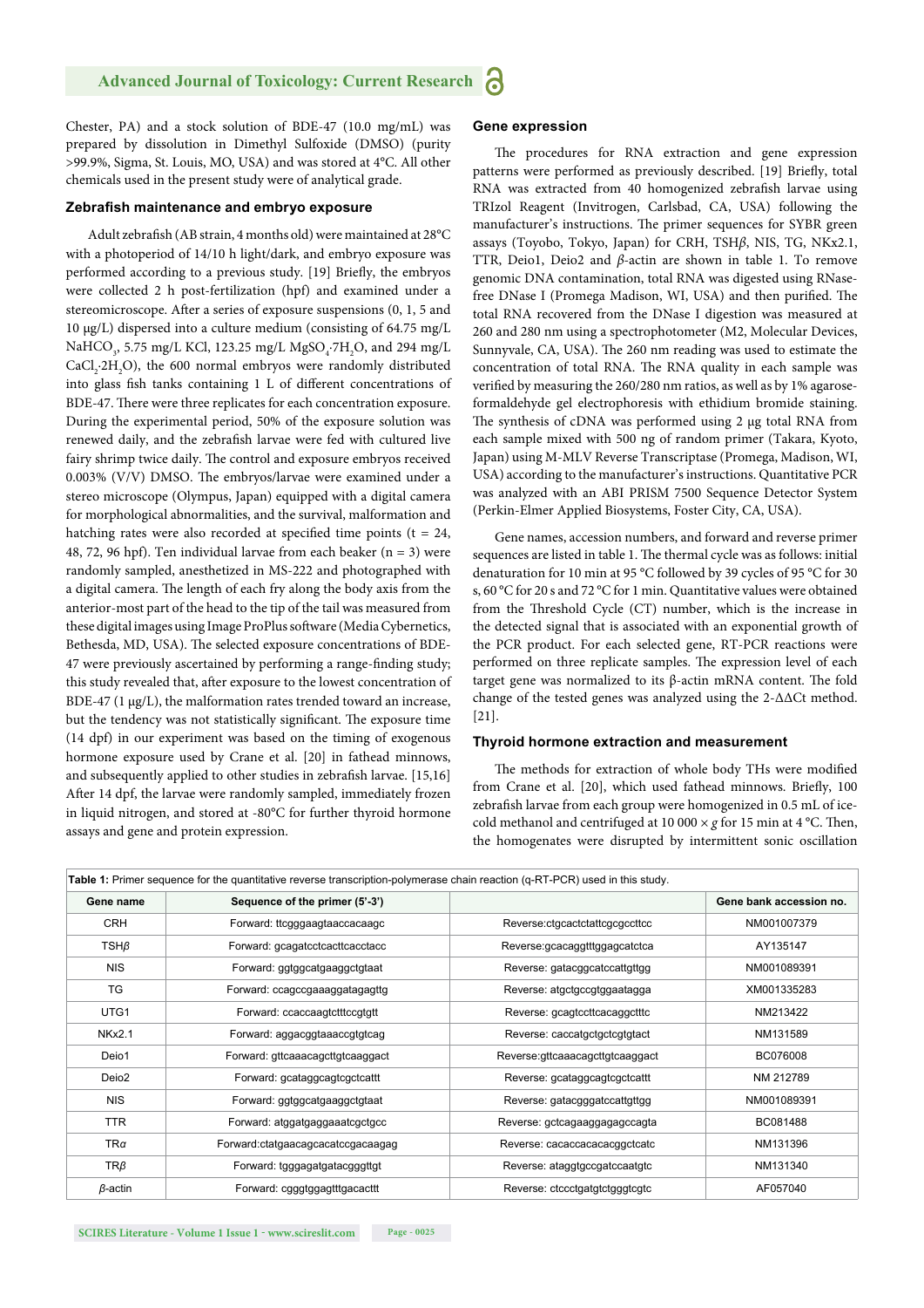Chester, PA) and a stock solution of BDE-47 (10.0 mg/mL) was prepared by dissolution in Dimethyl Sulfoxide (DMSO) (purity >99.9%, Sigma, St. Louis, MO, USA) and was stored at 4°C. All other chemicals used in the present study were of analytical grade.

### Zebrafish maintenance and embryo exposure

Adult zebrafish (AB strain, 4 months old) were maintained at 28°C with a photoperiod of 14/10 h light/dark, and embryo exposure was performed according to a previous study. [19] Briefly, the embryos were collected 2 h post-fertilization (hpf) and examined under a stereomicroscope. After a series of exposure suspensions (0, 1, 5 and 10 μg/L) dispersed into a culture medium (consisting of 64.75 mg/L $NaHCO_3$, 5.75 mg/L KCl, 123.25 mg/L $MgSO_4{\cdot}7H_2O$, and 294 mg/L $CaCl_2{\cdot}2H_2O$), the 600 normal embryos were randomly distributed into glass fish tanks containing 1 L of different concentrations of BDE-47. There were three replicates for each concentration exposure. During the experimental period, 50% of the exposure solution was renewed daily, and the zebrafish larvae were fed with cultured live fairy shrimp twice daily. The control and exposure embryos received 0.003% (V/V) DMSO. The embryos/larvae were examined under a stereo microscope (Olympus, Japan) equipped with a digital camera for morphological abnormalities, and the survival, malformation and hatching rates were also recorded at specified time points (t = 24, 48, 72, 96 hpf). Ten individual larvae from each beaker (n = 3) were randomly sampled, anesthetized in MS-222 and photographed with a digital camera. The length of each fry along the body axis from the anterior-most part of the head to the tip of the tail was measured from these digital images using Image ProPlus software (Media Cybernetics, Bethesda, MD, USA). The selected exposure concentrations of BDE-47 were previously ascertained by performing a range-finding study; this study revealed that, after exposure to the lowest concentration of BDE-47 (1 μg/L), the malformation rates trended toward an increase, but the tendency was not statistically significant. The exposure time (14 dpf) in our experiment was based on the timing of exogenous hormone exposure used by Crane et al. [20] in fathead minnows, and subsequently applied to other studies in zebrafish larvae. [15,16] After 14 dpf, the larvae were randomly sampled, immediately frozen in liquid nitrogen, and stored at -80°C for further thyroid hormone assays and gene and protein expression.

### Gene expression

The procedures for RNA extraction and gene expression patterns were performed as previously described. [19] Briefly, total RNA was extracted from 40 homogenized zebrafish larvae using TRIzol Reagent (Invitrogen, Carlsbad, CA, USA) following the manufacturer's instructions. The primer sequences for SYBR green assays (Toyobo, Tokyo, Japan) for CRH, TSH*β*, NIS, TG, NKx2.1, TTR, Deio1, Deio2 and *β*-actin are shown in table 1. To remove genomic DNA contamination, total RNA was digested using RNase-free DNase I (Promega Madison, WI, USA) and then purified. The total RNA recovered from the DNase I digestion was measured at 260 and 280 nm using a spectrophotometer (M2, Molecular Devices, Sunnyvale, CA, USA). The 260 nm reading was used to estimate the concentration of total RNA. The RNA quality in each sample was verified by measuring the 260/280 nm ratios, as well as by 1% agarose-formaldehyde gel electrophoresis with ethidium bromide staining. The synthesis of cDNA was performed using 2 μg total RNA from each sample mixed with 500 ng of random primer (Takara, Kyoto, Japan) using M-MLV Reverse Transcriptase (Promega, Madison, WI, USA) according to the manufacturer's instructions. Quantitative PCR was analyzed with an ABI PRISM 7500 Sequence Detector System (Perkin-Elmer Applied Biosystems, Foster City, CA, USA).

Gene names, accession numbers, and forward and reverse primer sequences are listed in table 1. The thermal cycle was as follows: initial denaturation for 10 min at 95 °C followed by 39 cycles of 95 °C for 30 s, 60 °C for 20 s and 72 °C for 1 min. Quantitative values were obtained from the Threshold Cycle (CT) number, which is the increase in the detected signal that is associated with an exponential growth of the PCR product. For each selected gene, RT-PCR reactions were performed on three replicate samples. The expression level of each target gene was normalized to its β-actin mRNA content. The fold change of the tested genes was analyzed using the 2-ΔΔCt method. [21].

### Thyroid hormone extraction and measurement

The methods for extraction of whole body THs were modified from Crane et al. [20], which used fathead minnows. Briefly, 100 zebrafish larvae from each group were homogenized in 0.5 mL of ice-cold methanol and centrifuged at 10 000 × *g* for 15 min at 4 °C. Then, the homogenates were disrupted by intermittent sonic oscillation

**Table 1:** Primer sequence for the quantitative reverse transcription-polymerase chain reaction (q-RT-PCR) used in this study.

| Gene name | Sequence of the primer (5'-3') | | Gene bank accession no. |
|---|---|---|---|
| CRH | Forward: ttcgggaagtaaccacaagc | Reverse:ctgcactctattcgcgccttcc | NM001007379 |
| TSH*β* | Forward: gcagatcctcacttcacctacc | Reverse:gcacaggtttggagcatctca | AY135147 |
| NIS | Forward: ggtggcatgaaggctgtaat | Reverse: gatacggcatccattgttgg | NM001089391 |
| TG | Forward: ccagccgaaaggatagagttg | Reverse: atgctgccgtggaatagga | XM001335283 |
| UTG1 | Forward: ccaccaagtctttccgtgtt | Reverse: gcagtccttcacaggctttc | NM213422 |
| NKx2.1 | Forward: aggacggtaaaccgtgtcag | Reverse: caccatgctgctcgtgtact | NM131589 |
| Deio1 | Forward: gttcaaacagcttgtcaaggact | Reverse:gttcaaacagcttgtcaaggact | BC076008 |
| Deio2 | Forward: gcataggcagtcgctcattt | Reverse: gcataggcagtcgctcattt | NM 212789 |
| NIS | Forward: ggtggcatgaaggctgtaat | Reverse: gatacgggatccattgttgg | NM001089391 |
| TTR | Forward: atggatgaggaaatcgctgcc | Reverse: gctcagaaggagagccagta | BC081488 |
| TR*α* | Forward:ctatgaacagcacatccgacaagag | Reverse: cacaccacacacggctcatc | NM131396 |
| TR*β* | Forward: tgggagatgatacgggttgt | Reverse: ataggtgccgatccaatgtc | NM131340 |
| *β*-actin | Forward: cgggtggagtttgacacttt | Reverse: ctccctgatgtctgggtcgtc | AF057040 |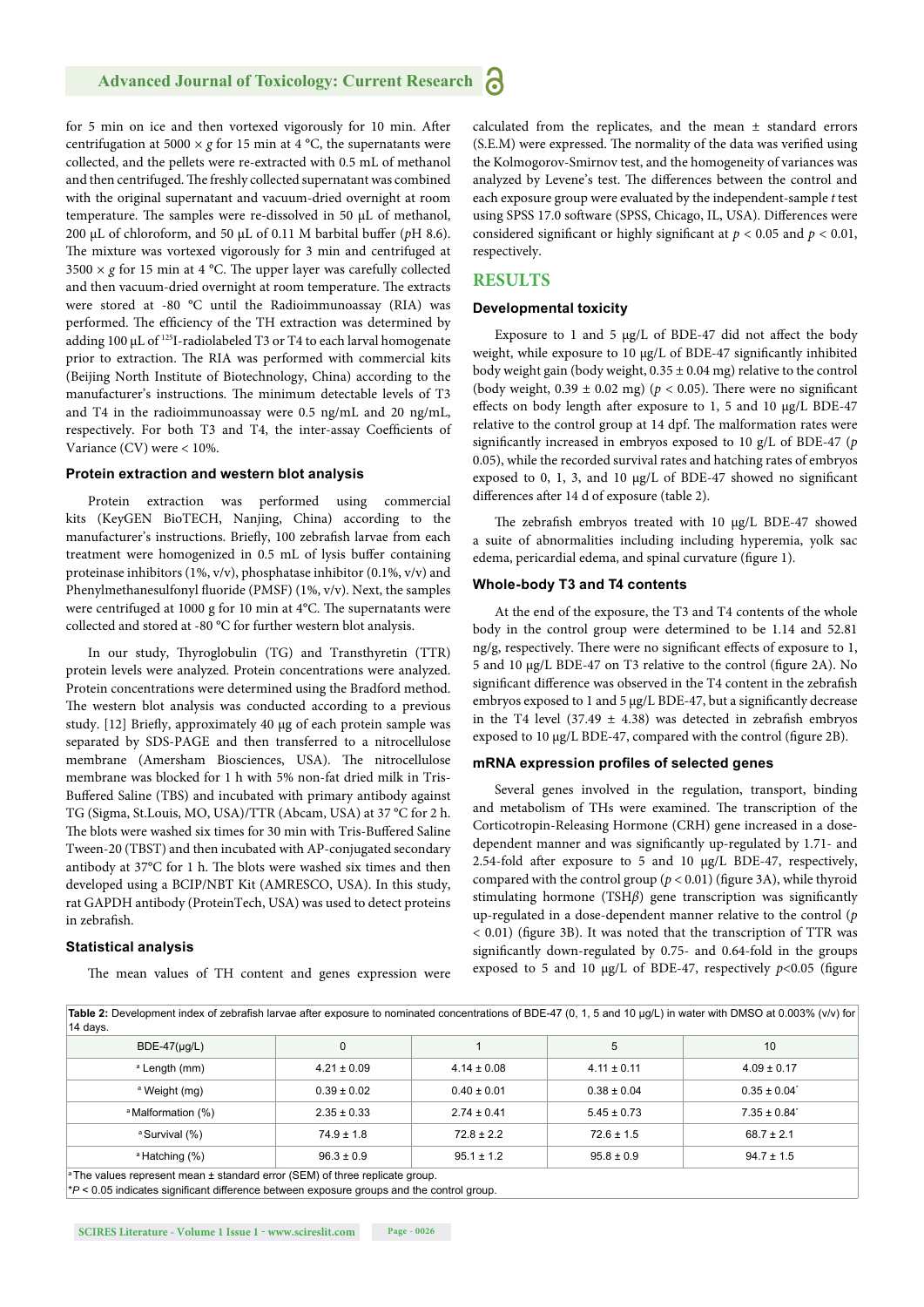for 5 min on ice and then vortexed vigorously for 10 min. After centrifugation at 5000 × *g* for 15 min at 4 °C, the supernatants were collected, and the pellets were re-extracted with 0.5 mL of methanol and then centrifuged. The freshly collected supernatant was combined with the original supernatant and vacuum-dried overnight at room temperature. The samples were re-dissolved in 50 μL of methanol, 200 μL of chloroform, and 50 μL of 0.11 M barbital buffer (*p*H 8.6). The mixture was vortexed vigorously for 3 min and centrifuged at 3500 × *g* for 15 min at 4 °C. The upper layer was carefully collected and then vacuum-dried overnight at room temperature. The extracts were stored at -80 °C until the Radioimmunoassay (RIA) was performed. The efficiency of the TH extraction was determined by adding 100 μL of $^{125}$I-radiolabeled T3 or T4 to each larval homogenate prior to extraction. The RIA was performed with commercial kits (Beijing North Institute of Biotechnology, China) according to the manufacturer's instructions. The minimum detectable levels of T3 and T4 in the radioimmunoassay were 0.5 ng/mL and 20 ng/mL, respectively. For both T3 and T4, the inter-assay Coefficients of Variance (CV) were < 10%.

### Protein extraction and western blot analysis

Protein extraction was performed using commercial kits (KeyGEN BioTECH, Nanjing, China) according to the manufacturer's instructions. Briefly, 100 zebrafish larvae from each treatment were homogenized in 0.5 mL of lysis buffer containing proteinase inhibitors (1%, v/v), phosphatase inhibitor (0.1%, v/v) and Phenylmethanesulfonyl fluoride (PMSF) (1%, v/v). Next, the samples were centrifuged at 1000 g for 10 min at 4°C. The supernatants were collected and stored at -80 °C for further western blot analysis.

In our study, Thyroglobulin (TG) and Transthyretin (TTR) protein levels were analyzed. Protein concentrations were analyzed. Protein concentrations were determined using the Bradford method. The western blot analysis was conducted according to a previous study. [12] Briefly, approximately 40 μg of each protein sample was separated by SDS-PAGE and then transferred to a nitrocellulose membrane (Amersham Biosciences, USA). The nitrocellulose membrane was blocked for 1 h with 5% non-fat dried milk in Tris-Buffered Saline (TBS) and incubated with primary antibody against TG (Sigma, St.Louis, MO, USA)/TTR (Abcam, USA) at 37 °C for 2 h. The blots were washed six times for 30 min with Tris-Buffered Saline Tween-20 (TBST) and then incubated with AP-conjugated secondary antibody at 37°C for 1 h. The blots were washed six times and then developed using a BCIP/NBT Kit (AMRESCO, USA). In this study, rat GAPDH antibody (ProteinTech, USA) was used to detect proteins in zebrafish.

### Statistical analysis

The mean values of TH content and genes expression were calculated from the replicates, and the mean ± standard errors (S.E.M) were expressed. The normality of the data was verified using the Kolmogorov-Smirnov test, and the homogeneity of variances was analyzed by Levene's test. The differences between the control and each exposure group were evaluated by the independent-sample *t* test using SPSS 17.0 software (SPSS, Chicago, IL, USA). Differences were considered significant or highly significant at $p < 0.05$ and $p < 0.01$, respectively.

## RESULTS

### Developmental toxicity

Exposure to 1 and 5 μg/L of BDE-47 did not affect the body weight, while exposure to 10 μg/L of BDE-47 significantly inhibited body weight gain (body weight, 0.35 ± 0.04 mg) relative to the control (body weight, 0.39 ± 0.02 mg) ($p < 0.05$). There were no significant effects on body length after exposure to 1, 5 and 10 μg/L BDE-47 relative to the control group at 14 dpf. The malformation rates were significantly increased in embryos exposed to 10 g/L of BDE-47 ($p$ 0.05), while the recorded survival rates and hatching rates of embryos exposed to 0, 1, 3, and 10 μg/L of BDE-47 showed no significant differences after 14 d of exposure (table 2).

The zebrafish embryos treated with 10 μg/L BDE-47 showed a suite of abnormalities including including hyperemia, yolk sac edema, pericardial edema, and spinal curvature (figure 1).

### Whole-body T3 and T4 contents

At the end of the exposure, the T3 and T4 contents of the whole body in the control group were determined to be 1.14 and 52.81 ng/g, respectively. There were no significant effects of exposure to 1, 5 and 10 μg/L BDE-47 on T3 relative to the control (figure 2A). No significant difference was observed in the T4 content in the zebrafish embryos exposed to 1 and 5 μg/L BDE-47, but a significantly decrease in the T4 level (37.49 ± 4.38) was detected in zebrafish embryos exposed to 10 μg/L BDE-47, compared with the control (figure 2B).

### mRNA expression profiles of selected genes

Several genes involved in the regulation, transport, binding and metabolism of THs were examined. The transcription of the Corticotropin-Releasing Hormone (CRH) gene increased in a dose-dependent manner and was significantly up-regulated by 1.71- and 2.54-fold after exposure to 5 and 10 μg/L BDE-47, respectively, compared with the control group ($p < 0.01$) (figure 3A), while thyroid stimulating hormone (TSH*β*) gene transcription was significantly up-regulated in a dose-dependent manner relative to the control ($p < 0.01$) (figure 3B). It was noted that the transcription of TTR was significantly down-regulated by 0.75- and 0.64-fold in the groups exposed to 5 and 10 μg/L of BDE-47, respectively $p<0.05$ (figure

**Table 2:** Development index of zebrafish larvae after exposure to nominated concentrations of BDE-47 (0, 1, 5 and 10 μg/L) in water with DMSO at 0.003% (v/v) for 14 days.

| BDE-47(μg/L) | 0 | 1 | 5 | 10 |
|---|---|---|---|---|
| [a] Length (mm) | 4.21 ± 0.09 | 4.14 ± 0.08 | 4.11 ± 0.11 | 4.09 ± 0.17 |
| [a] Weight (mg) | 0.39 ± 0.02 | 0.40 ± 0.01 | 0.38 ± 0.04 | 0.35 ± 0.04* |
| [a] Malformation (%) | 2.35 ± 0.33 | 2.74 ± 0.41 | 5.45 ± 0.73 | 7.35 ± 0.84* |
| [a] Survival (%) | 74.9 ± 1.8 | 72.8 ± 2.2 | 72.6 ± 1.5 | 68.7 ± 2.1 |
| [a] Hatching (%) | 96.3 ± 0.9 | 95.1 ± 1.2 | 95.8 ± 0.9 | 94.7 ± 1.5 |

[a] The values represent mean ± standard error (SEM) of three replicate group.
*$P < 0.05$ indicates significant difference between exposure groups and the control group.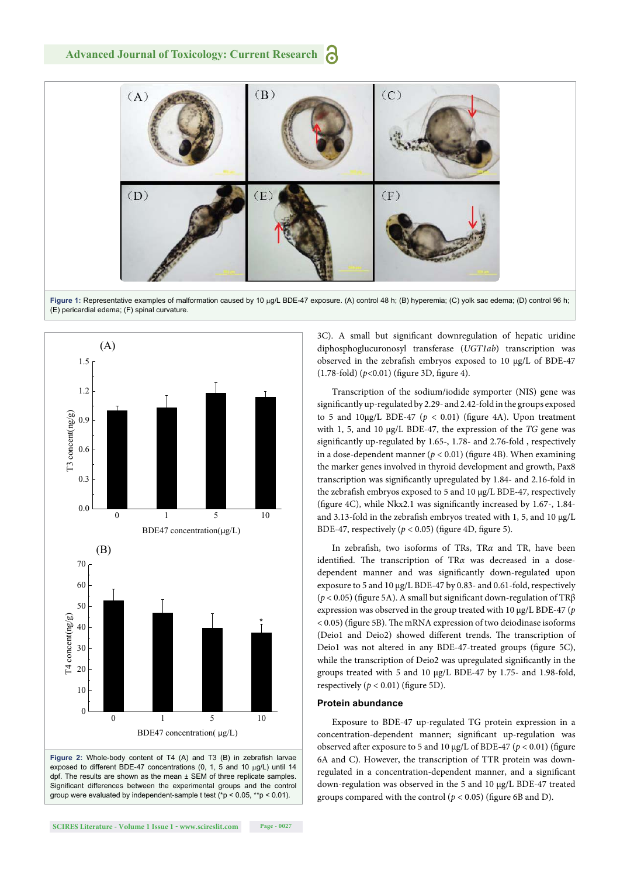Figure 1: Representative examples of malformation caused by 10 μg/L BDE-47 exposure. (A) control 48 h; (B) hyperemia; (C) yolk sac edema; (D) control 96 h; (E) pericardial edema; (F) spinal curvature.

Figure 2: Whole-body content of T4 (A) and T3 (B) in zebrafish larvae exposed to different BDE-47 concentrations (0, 1, 5 and 10 μg/L) until 14 dpf. The results are shown as the mean ± SEM of three replicate samples. Significant differences between the experimental groups and the control group were evaluated by independent-sample t test (*p < 0.05, **p < 0.01).

3C). A small but significant downregulation of hepatic uridine diphosphoglucuronosyl transferase (*UGT1ab*) transcription was observed in the zebrafish embryos exposed to 10 μg/L of BDE-47 (1.78-fold) ($p$<0.01) (figure 3D, figure 4).

Transcription of the sodium/iodide symporter (NIS) gene was significantly up-regulated by 2.29- and 2.42-fold in the groups exposed to 5 and 10μg/L BDE-47 ($p$ < 0.01) (figure 4A). Upon treatment with 1, 5, and 10 μg/L BDE-47, the expression of the *TG* gene was significantly up-regulated by 1.65-, 1.78- and 2.76-fold , respectively in a dose-dependent manner ($p$ < 0.01) (figure 4B). When examining the marker genes involved in thyroid development and growth, Pax8 transcription was significantly upregulated by 1.84- and 2.16-fold in the zebrafish embryos exposed to 5 and 10 μg/L BDE-47, respectively (figure 4C), while Nkx2.1 was significantly increased by 1.67-, 1.84- and 3.13-fold in the zebrafish embryos treated with 1, 5, and 10 μg/L BDE-47, respectively ($p$ < 0.05) (figure 4D, figure 5).

In zebrafish, two isoforms of TRs, TR$\alpha$ and TR, have been identified. The transcription of TR$\alpha$ was decreased in a dose-dependent manner and was significantly down-regulated upon exposure to 5 and 10 μg/L BDE-47 by 0.83- and 0.61-fold, respectively ($p$ < 0.05) (figure 5A). A small but significant down-regulation of TR$\beta$ expression was observed in the group treated with 10 μg/L BDE-47 ($p$ < 0.05) (figure 5B). The mRNA expression of two deiodinase isoforms (Deio1 and Deio2) showed different trends. The transcription of Deio1 was not altered in any BDE-47-treated groups (figure 5C), while the transcription of Deio2 was upregulated significantly in the groups treated with 5 and 10 μg/L BDE-47 by 1.75- and 1.98-fold, respectively ($p$ < 0.01) (figure 5D).

### Protein abundance

Exposure to BDE-47 up-regulated TG protein expression in a concentration-dependent manner; significant up-regulation was observed after exposure to 5 and 10 μg/L of BDE-47 ($p$ < 0.01) (figure 6A and C). However, the transcription of TTR protein was down-regulated in a concentration-dependent manner, and a significant down-regulation was observed in the 5 and 10 μg/L BDE-47 treated groups compared with the control ($p$ < 0.05) (figure 6B and D).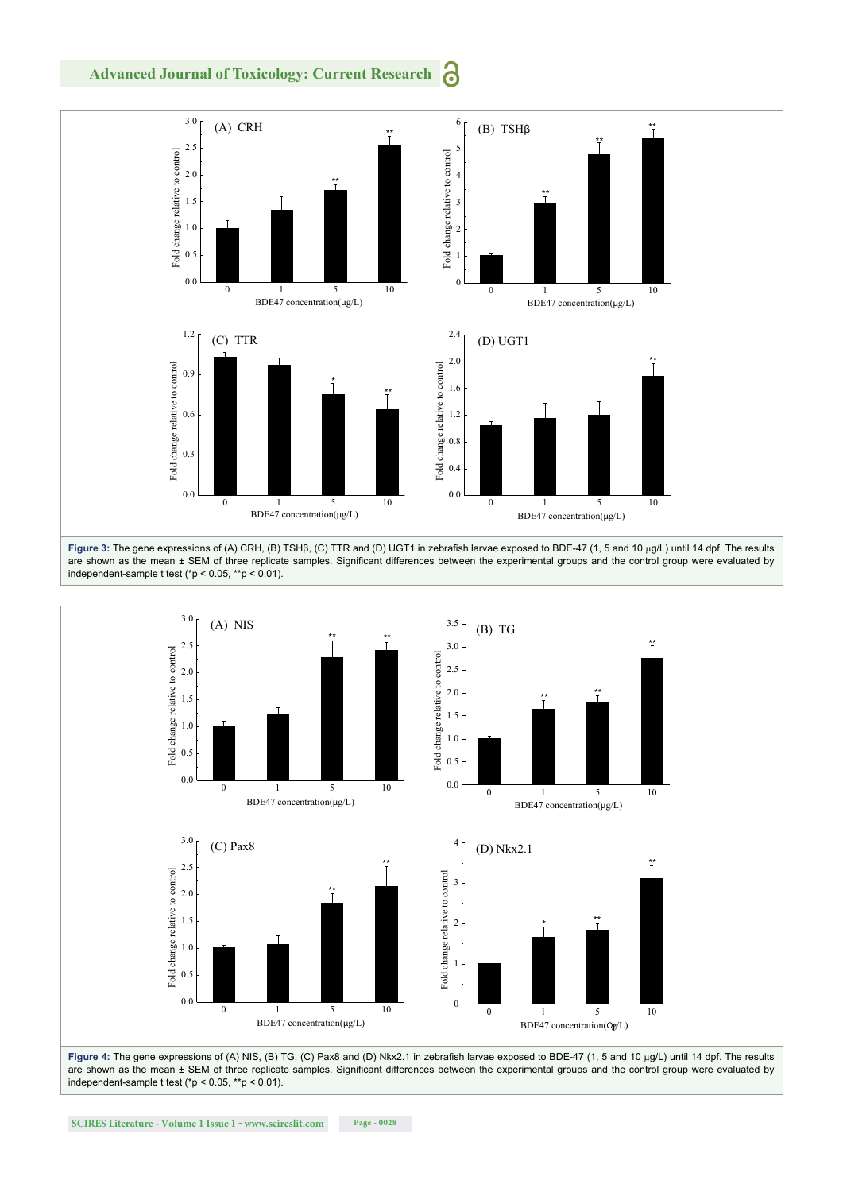**Figure 3:** The gene expressions of (A) CRH, (B) TSHβ, (C) TTR and (D) UGT1 in zebrafish larvae exposed to BDE-47 (1, 5 and 10 μg/L) until 14 dpf. The results are shown as the mean ± SEM of three replicate samples. Significant differences between the experimental groups and the control group were evaluated by independent-sample t test (*p < 0.05, **p < 0.01).

**Figure 4:** The gene expressions of (A) NIS, (B) TG, (C) Pax8 and (D) Nkx2.1 in zebrafish larvae exposed to BDE-47 (1, 5 and 10 μg/L) until 14 dpf. The results are shown as the mean ± SEM of three replicate samples. Significant differences between the experimental groups and the control group were evaluated by independent-sample t test (*p < 0.05, **p < 0.01).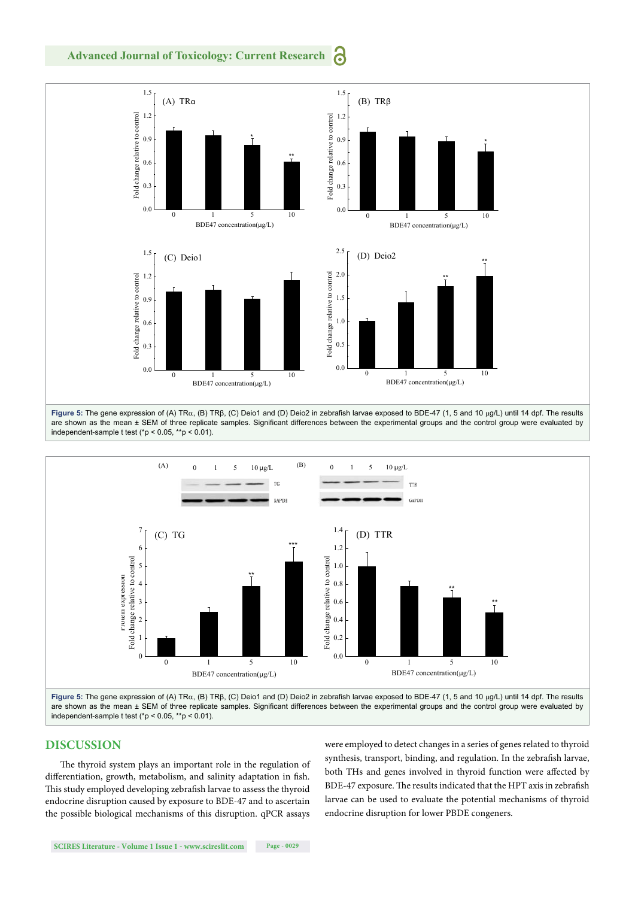**Figure 5:** The gene expression of (A) TRα, (B) TRβ, (C) Deio1 and (D) Deio2 in zebrafish larvae exposed to BDE-47 (1, 5 and 10 μg/L) until 14 dpf. The results are shown as the mean ± SEM of three replicate samples. Significant differences between the experimental groups and the control group were evaluated by independent-sample t test (*p < 0.05, **p < 0.01).

**Figure 5:** The gene expression of (A) TRα, (B) TRβ, (C) Deio1 and (D) Deio2 in zebrafish larvae exposed to BDE-47 (1, 5 and 10 μg/L) until 14 dpf. The results are shown as the mean ± SEM of three replicate samples. Significant differences between the experimental groups and the control group were evaluated by independent-sample t test (*p < 0.05, **p < 0.01).

## DISCUSSION

The thyroid system plays an important role in the regulation of differentiation, growth, metabolism, and salinity adaptation in fish. This study employed developing zebrafish larvae to assess the thyroid endocrine disruption caused by exposure to BDE-47 and to ascertain the possible biological mechanisms of this disruption. qPCR assays were employed to detect changes in a series of genes related to thyroid synthesis, transport, binding, and regulation. In the zebrafish larvae, both THs and genes involved in thyroid function were affected by BDE-47 exposure. The results indicated that the HPT axis in zebrafish larvae can be used to evaluate the potential mechanisms of thyroid endocrine disruption for lower PBDE congeners.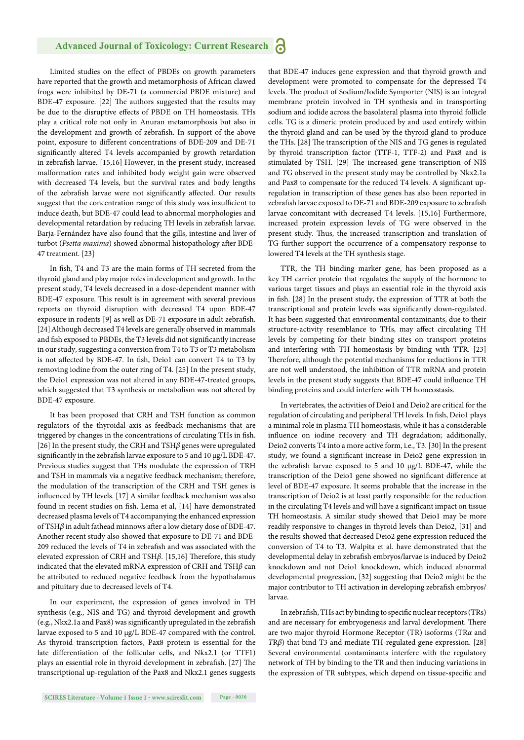Limited studies on the effect of PBDEs on growth parameters have reported that the growth and metamorphosis of African clawed frogs were inhibited by DE-71 (a commercial PBDE mixture) and BDE-47 exposure. [22] The authors suggested that the results may be due to the disruptive effects of PBDE on TH homeostasis. THs play a critical role not only in Anuran metamorphosis but also in the development and growth of zebrafish. In support of the above point, exposure to different concentrations of BDE-209 and DE-71 significantly altered T4 levels accompanied by growth retardation in zebrafish larvae. [15,16] However, in the present study, increased malformation rates and inhibited body weight gain were observed with decreased T4 levels, but the survival rates and body lengths of the zebrafish larvae were not significantly affected. Our results suggest that the concentration range of this study was insufficient to induce death, but BDE-47 could lead to abnormal morphologies and developmental retardation by reducing TH levels in zebrafish larvae. Barja-Fernández have also found that the gills, intestine and liver of turbot (*Psetta maxima*) showed abnormal histopathology after BDE-47 treatment. [23]

In fish, T4 and T3 are the main forms of TH secreted from the thyroid gland and play major roles in development and growth. In the present study, T4 levels decreased in a dose-dependent manner with BDE-47 exposure. This result is in agreement with several previous reports on thyroid disruption with decreased T4 upon BDE-47 exposure in rodents [9] as well as DE-71 exposure in adult zebrafish. [24] Although decreased T4 levels are generally observed in mammals and fish exposed to PBDEs, the T3 levels did not significantly increase in our study, suggesting a conversion from T4 to T3 or T3 metabolism is not affected by BDE-47. In fish, Deio1 can convert T4 to T3 by removing iodine from the outer ring of T4. [25] In the present study, the Deio1 expression was not altered in any BDE-47-treated groups, which suggested that T3 synthesis or metabolism was not altered by BDE-47 exposure.

It has been proposed that CRH and TSH function as common regulators of the thyroidal axis as feedback mechanisms that are triggered by changes in the concentrations of circulating THs in fish. [26] In the present study, the CRH and TSH*β* genes were upregulated significantly in the zebrafish larvae exposure to 5 and 10 μg/L BDE-47. Previous studies suggest that THs modulate the expression of TRH and TSH in mammals via a negative feedback mechanism; therefore, the modulation of the transcription of the CRH and TSH genes is influenced by TH levels. [17] A similar feedback mechanism was also found in recent studies on fish. Lema et al, [14] have demonstrated decreased plasma levels of T4 accompanying the enhanced expression of TSH*β* in adult fathead minnows after a low dietary dose of BDE-47. Another recent study also showed that exposure to DE-71 and BDE-209 reduced the levels of T4 in zebrafish and was associated with the elevated expression of CRH and TSH*β*. [15,16] Therefore, this study indicated that the elevated mRNA expression of CRH and TSH*β* can be attributed to reduced negative feedback from the hypothalamus and pituitary due to decreased levels of T4.

In our experiment, the expression of genes involved in TH synthesis (e.g., NIS and TG) and thyroid development and growth (e.g., Nkx2.1a and Pax8) was significantly upregulated in the zebrafish larvae exposed to 5 and 10 μg/L BDE-47 compared with the control. As thyroid transcription factors, Pax8 protein is essential for the late differentiation of the follicular cells, and Nkx2.1 (or TTF1) plays an essential role in thyroid development in zebrafish. [27] The transcriptional up-regulation of the Pax8 and Nkx2.1 genes suggests that BDE-47 induces gene expression and that thyroid growth and development were promoted to compensate for the depressed T4 levels. The product of Sodium/Iodide Symporter (NIS) is an integral membrane protein involved in TH synthesis and in transporting sodium and iodide across the basolateral plasma into thyroid follicle cells. TG is a dimeric protein produced by and used entirely within the thyroid gland and can be used by the thyroid gland to produce the THs. [28] The transcription of the NIS and TG genes is regulated by thyroid transcription factor (TTF-1, TTF-2) and Pax8 and is stimulated by TSH. [29] The increased gene transcription of NIS and *T*G observed in the present study may be controlled by Nkx2.1a and Pax8 to compensate for the reduced T4 levels. A significant up-regulation in transcription of these genes has also been reported in zebrafish larvae exposed to DE-71 and BDE-209 exposure to zebrafish larvae concomitant with decreased T4 levels. [15,16] Furthermore, increased protein expression levels of TG were observed in the present study. Thus, the increased transcription and translation of TG further support the occurrence of a compensatory response to lowered T4 levels at the TH synthesis stage.

TTR, the TH binding marker gene, has been proposed as a key TH carrier protein that regulates the supply of the hormone to various target tissues and plays an essential role in the thyroid axis in fish. [28] In the present study, the expression of TTR at both the transcriptional and protein levels was significantly down-regulated. It has been suggested that environmental contaminants, due to their structure-activity resemblance to THs, may affect circulating TH levels by competing for their binding sites on transport proteins and interfering with TH homeostasis by binding with TTR. [23] Therefore, although the potential mechanisms for reductions in TTR are not well understood, the inhibition of TTR mRNA and protein levels in the present study suggests that BDE-47 could influence TH binding proteins and could interfere with TH homeostasis.

In vertebrates, the activities of Deio1 and Deio2 are critical for the regulation of circulating and peripheral TH levels. In fish, Deio1 plays a minimal role in plasma TH homeostasis, while it has a considerable influence on iodine recovery and TH degradation; additionally, Deio2 converts T4 into a more active form, i.e., T3. [30] In the present study, we found a significant increase in Deio2 gene expression in the zebrafish larvae exposed to 5 and 10 μg/L BDE-47, while the transcription of the Deio1 gene showed no significant difference at level of BDE-47 exposure. It seems probable that the increase in the transcription of Deio2 is at least partly responsible for the reduction in the circulating T4 levels and will have a significant impact on tissue TH homeostasis. A similar study showed that Deio1 may be more readily responsive to changes in thyroid levels than Deio2, [31] and the results showed that decreased Deio2 gene expression reduced the conversion of T4 to T3. Walpita et al. have demonstrated that the developmental delay in zebrafish embryos/larvae is Deio2 knockdown and not Deio1 knockdown, which induced abnormal developmental progression, [32] suggesting that Deio2 might be the major contributor to TH activation in developing zebrafish embryos/larvae.

In zebrafish, THs act by binding to specific nuclear receptors (TRs) and are necessary for embryogenesis and larval development. There are two major thyroid Hormone Receptor (TR) isoforms (TR*α* and *T*R*β*) that bind T3 and mediate TH-regulated gene expression. [28] Several environmental contaminants interfere with the regulatory network of TH by binding to the TR and then inducing variations in the expression of TR subtypes, which depend on tissue-specific and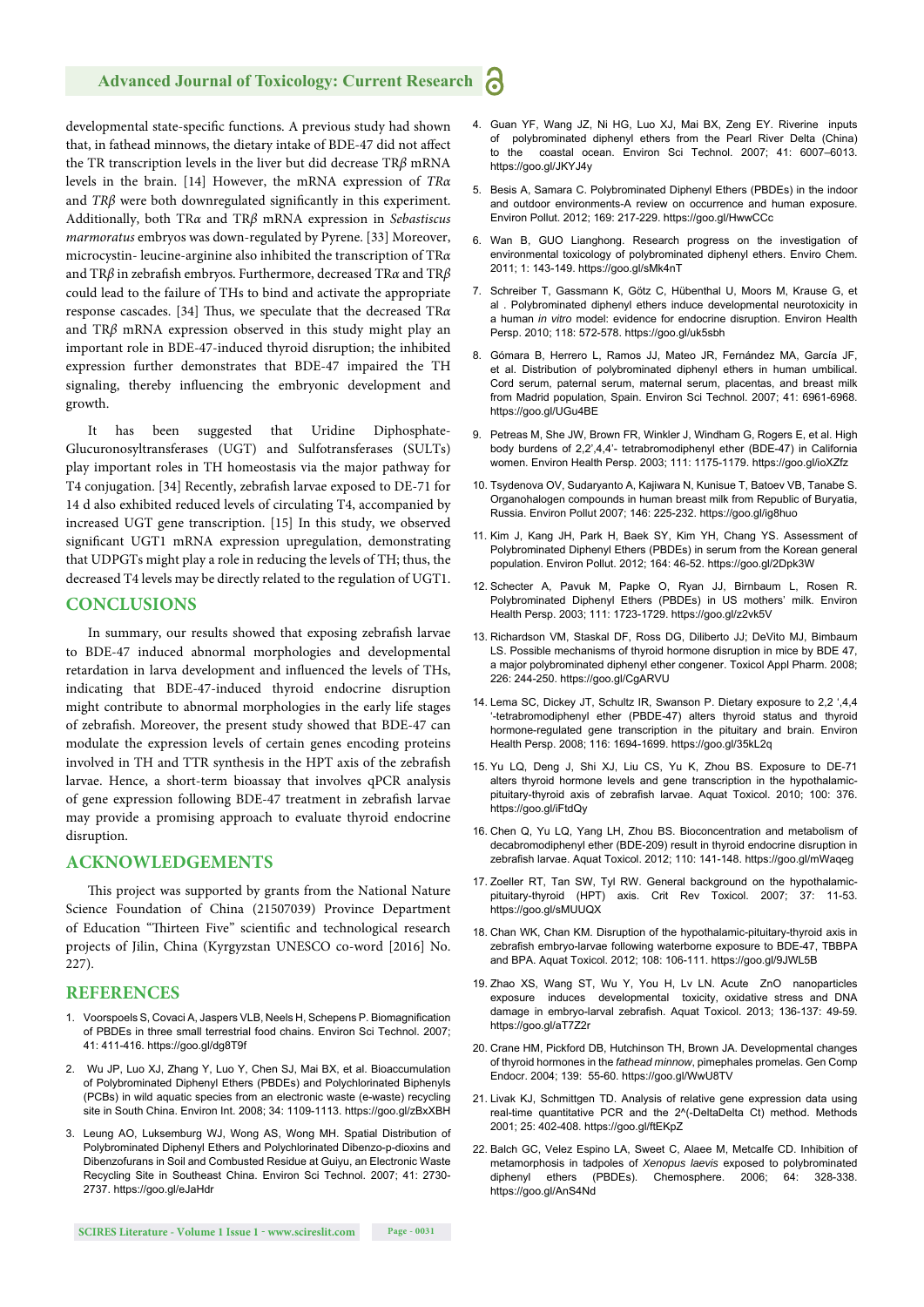developmental state-specific functions. A previous study had shown that, in fathead minnows, the dietary intake of BDE-47 did not affect the TR transcription levels in the liver but did decrease TR*β* mRNA levels in the brain. [14] However, the mRNA expression of *TRα* and *TRβ* were both downregulated significantly in this experiment. Additionally, both TR*α* and TR*β* mRNA expression in *Sebastiscus marmoratus* embryos was down-regulated by Pyrene. [33] Moreover, microcystin- leucine-arginine also inhibited the transcription of TR*α* and TR*β* in zebrafish embryos. Furthermore, decreased TR*α* and TR*β* could lead to the failure of THs to bind and activate the appropriate response cascades. [34] Thus, we speculate that the decreased TR*α* and TR*β* mRNA expression observed in this study might play an important role in BDE-47-induced thyroid disruption; the inhibited expression further demonstrates that BDE-47 impaired the TH signaling, thereby influencing the embryonic development and growth.

It has been suggested that Uridine Diphosphate-Glucuronosyltransferases (UGT) and Sulfotransferases (SULTs) play important roles in TH homeostasis via the major pathway for T4 conjugation. [34] Recently, zebrafish larvae exposed to DE-71 for 14 d also exhibited reduced levels of circulating T4, accompanied by increased UGT gene transcription. [15] In this study, we observed significant UGT1 mRNA expression upregulation, demonstrating that UDPGTs might play a role in reducing the levels of TH; thus, the decreased T4 levels may be directly related to the regulation of UGT1.

## CONCLUSIONS

In summary, our results showed that exposing zebrafish larvae to BDE-47 induced abnormal morphologies and developmental retardation in larva development and influenced the levels of THs, indicating that BDE-47-induced thyroid endocrine disruption might contribute to abnormal morphologies in the early life stages of zebrafish. Moreover, the present study showed that BDE-47 can modulate the expression levels of certain genes encoding proteins involved in TH and TTR synthesis in the HPT axis of the zebrafish larvae. Hence, a short-term bioassay that involves qPCR analysis of gene expression following BDE-47 treatment in zebrafish larvae may provide a promising approach to evaluate thyroid endocrine disruption.

## ACKNOWLEDGEMENTS

This project was supported by grants from the National Nature Science Foundation of China (21507039) Province Department of Education "Thirteen Five" scientific and technological research projects of Jilin, China (Kyrgyzstan UNESCO co-word [2016] No. 227).

## REFERENCES

1. Voorspoels S, Covaci A, Jaspers VLB, Neels H, Schepens P. Biomagnification of PBDEs in three small terrestrial food chains. Environ Sci Technol. 2007; 41: 411-416. https://goo.gl/dg8T9f
2. Wu JP, Luo XJ, Zhang Y, Luo Y, Chen SJ, Mai BX, et al. Bioaccumulation of Polybrominated Diphenyl Ethers (PBDEs) and Polychlorinated Biphenyls (PCBs) in wild aquatic species from an electronic waste (e-waste) recycling site in South China. Environ Int. 2008; 34: 1109-1113. https://goo.gl/zBxXBH
3. Leung AO, Luksemburg WJ, Wong AS, Wong MH. Spatial Distribution of Polybrominated Diphenyl Ethers and Polychlorinated Dibenzo-p-dioxins and Dibenzofurans in Soil and Combusted Residue at Guiyu, an Electronic Waste Recycling Site in Southeast China. Environ Sci Technol. 2007; 41: 2730-2737. https://goo.gl/eJaHdr
4. Guan YF, Wang JZ, Ni HG, Luo XJ, Mai BX, Zeng EY. Riverine inputs of polybrominated diphenyl ethers from the Pearl River Delta (China) to the coastal ocean. Environ Sci Technol. 2007; 41: 6007–6013. https://goo.gl/JKYJ4y
5. Besis A, Samara C. Polybrominated Diphenyl Ethers (PBDEs) in the indoor and outdoor environments-A review on occurrence and human exposure. Environ Pollut. 2012; 169: 217-229. https://goo.gl/HwwCCc
6. Wan B, GUO Lianghong. Research progress on the investigation of environmental toxicology of polybrominated diphenyl ethers. Enviro Chem. 2011; 1: 143-149. https://goo.gl/sMk4nT
7. Schreiber T, Gassmann K, Götz C, Hübenthal U, Moors M, Krause G, et al . Polybrominated diphenyl ethers induce developmental neurotoxicity in a human *in vitro* model: evidence for endocrine disruption. Environ Health Persp. 2010; 118: 572-578. https://goo.gl/uk5sbh
8. Gómara B, Herrero L, Ramos JJ, Mateo JR, Fernández MA, García JF, et al. Distribution of polybrominated diphenyl ethers in human umbilical. Cord serum, paternal serum, maternal serum, placentas, and breast milk from Madrid population, Spain. Environ Sci Technol. 2007; 41: 6961-6968. https://goo.gl/UGu4BE
9. Petreas M, She JW, Brown FR, Winkler J, Windham G, Rogers E, et al. High body burdens of 2,2',4,4'- tetrabromodiphenyl ether (BDE-47) in California women. Environ Health Persp. 2003; 111: 1175-1179. https://goo.gl/ioXZfz
10. Tsydenova OV, Sudaryanto A, Kajiwara N, Kunisue T, Batoev VB, Tanabe S. Organohalogen compounds in human breast milk from Republic of Buryatia, Russia. Environ Pollut 2007; 146: 225-232. https://goo.gl/ig8huo
11. Kim J, Kang JH, Park H, Baek SY, Kim YH, Chang YS. Assessment of Polybrominated Diphenyl Ethers (PBDEs) in serum from the Korean general population. Environ Pollut. 2012; 164: 46-52. https://goo.gl/2Dpk3W
12. Schecter A, Pavuk M, Papke O, Ryan JJ, Birnbaum L, Rosen R. Polybrominated Diphenyl Ethers (PBDEs) in US mothers' milk. Environ Health Persp. 2003; 111: 1723-1729. https://goo.gl/z2vk5V
13. Richardson VM, Staskal DF, Ross DG, Diliberto JJ; DeVito MJ, Bimbaum LS. Possible mechanisms of thyroid hormone disruption in mice by BDE 47, a major polybrominated diphenyl ether congener. Toxicol Appl Pharm. 2008; 226: 244-250. https://goo.gl/CgARVU
14. Lema SC, Dickey JT, Schultz IR, Swanson P. Dietary exposure to 2,2 ',4,4 '-tetrabromodiphenyl ether (PBDE-47) alters thyroid status and thyroid hormone-regulated gene transcription in the pituitary and brain. Environ Health Persp. 2008; 116: 1694-1699. https://goo.gl/35kL2q
15. Yu LQ, Deng J, Shi XJ, Liu CS, Yu K, Zhou BS. Exposure to DE-71 alters thyroid hormone levels and gene transcription in the hypothalamic-pituitary-thyroid axis of zebrafish larvae. Aquat Toxicol. 2010; 100: 376. https://goo.gl/iFtdQy
16. Chen Q, Yu LQ, Yang LH, Zhou BS. Bioconcentration and metabolism of decabromodiphenyl ether (BDE-209) result in thyroid endocrine disruption in zebrafish larvae. Aquat Toxicol. 2012; 110: 141-148. https://goo.gl/mWaqeg
17. Zoeller RT, Tan SW, Tyl RW. General background on the hypothalamic-pituitary-thyroid (HPT) axis. Crit Rev Toxicol. 2007; 37: 11-53. https://goo.gl/sMUUQX
18. Chan WK, Chan KM. Disruption of the hypothalamic-pituitary-thyroid axis in zebrafish embryo-larvae following waterborne exposure to BDE-47, TBBPA and BPA. Aquat Toxicol. 2012; 108: 106-111. https://goo.gl/9JWL5B
19. Zhao XS, Wang ST, Wu Y, You H, Lv LN. Acute ZnO nanoparticles exposure induces developmental toxicity, oxidative stress and DNA damage in embryo-larval zebrafish. Aquat Toxicol. 2013; 136-137: 49-59. https://goo.gl/aT7Z2r
20. Crane HM, Pickford DB, Hutchinson TH, Brown JA. Developmental changes of thyroid hormones in the *fathead minnow*, pimephales promelas. Gen Comp Endocr. 2004; 139: 55-60. https://goo.gl/WwU8TV
21. Livak KJ, Schmittgen TD. Analysis of relative gene expression data using real-time quantitative PCR and the 2^(-DeltaDelta Ct) method. Methods 2001; 25: 402-408. https://goo.gl/ftEKpZ
22. Balch GC, Velez Espino LA, Sweet C, Alaee M, Metcalfe CD. Inhibition of metamorphosis in tadpoles of *Xenopus laevis* exposed to polybrominated diphenyl ethers (PBDEs). Chemosphere. 2006; 64: 328-338. https://goo.gl/AnS4Nd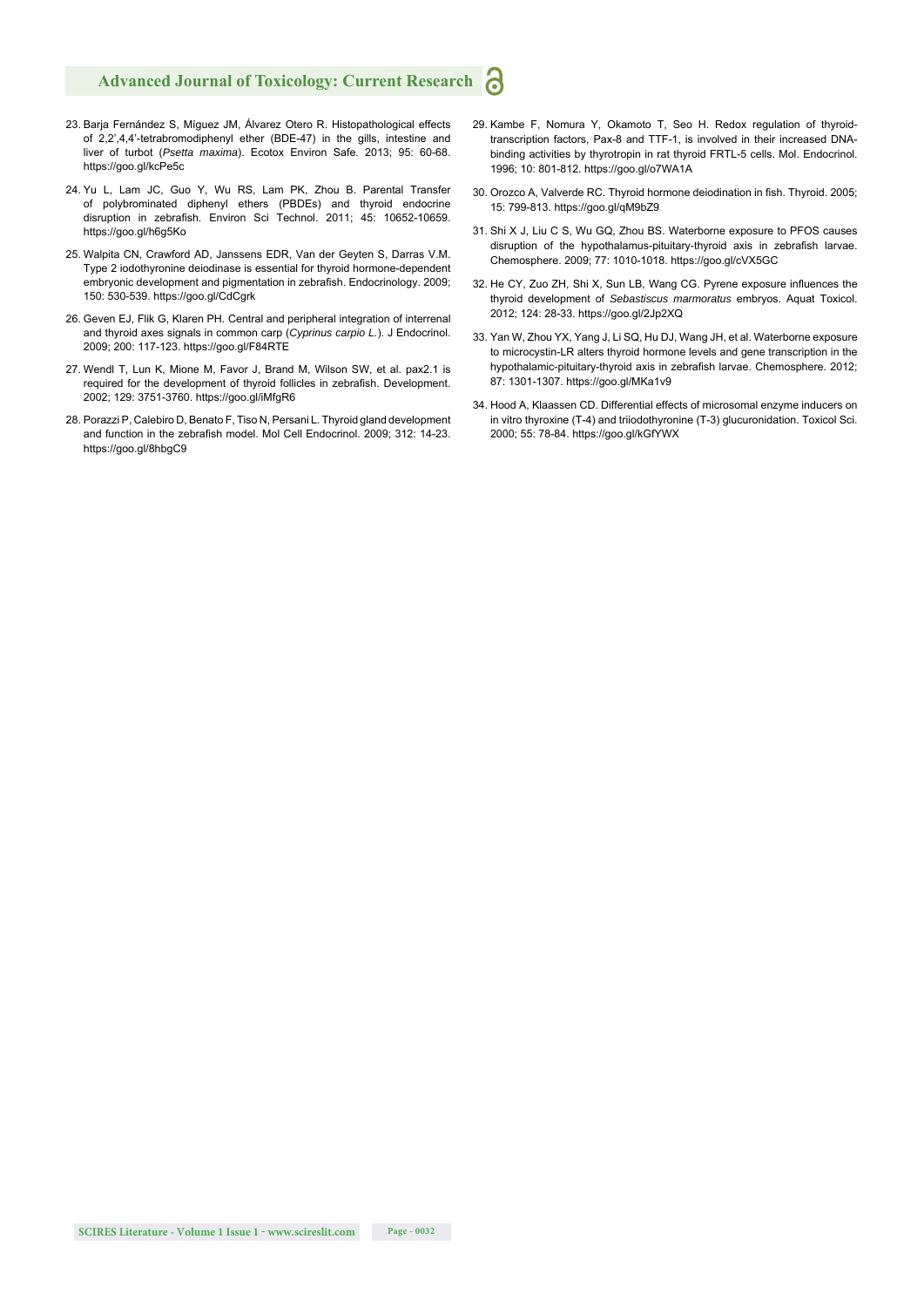23. Barja Fernández S, Míguez JM, Álvarez Otero R. Histopathological effects of 2,2',4,4'-tetrabromodiphenyl ether (BDE-47) in the gills, intestine and liver of turbot (*Psetta maxima*). Ecotox Environ Safe. 2013; 95: 60-68. https://goo.gl/kcPe5c

24. Yu L, Lam JC, Guo Y, Wu RS, Lam PK, Zhou B. Parental Transfer of polybrominated diphenyl ethers (PBDEs) and thyroid endocrine disruption in zebrafish. Environ Sci Technol. 2011; 45: 10652-10659. https://goo.gl/h6g5Ko

25. Walpita CN, Crawford AD, Janssens EDR, Van der Geyten S, Darras V.M. Type 2 iodothyronine deiodinase is essential for thyroid hormone-dependent embryonic development and pigmentation in zebrafish. Endocrinology. 2009; 150: 530-539. https://goo.gl/CdCgrk

26. Geven EJ, Flik G, Klaren PH. Central and peripheral integration of interrenal and thyroid axes signals in common carp (*Cyprinus carpio L.*). J Endocrinol. 2009; 200: 117-123. https://goo.gl/F84RTE

27. Wendl T, Lun K, Mione M, Favor J, Brand M, Wilson SW, et al. pax2.1 is required for the development of thyroid follicles in zebrafish. Development. 2002; 129: 3751-3760. https://goo.gl/iMfgR6

28. Porazzi P, Calebiro D, Benato F, Tiso N, Persani L. Thyroid gland development and function in the zebrafish model. Mol Cell Endocrinol. 2009; 312: 14-23. https://goo.gl/8hbgC9

29. Kambe F, Nomura Y, Okamoto T, Seo H. Redox regulation of thyroid-transcription factors, Pax-8 and TTF-1, is involved in their increased DNA-binding activities by thyrotropin in rat thyroid FRTL-5 cells. Mol. Endocrinol. 1996; 10: 801-812. https://goo.gl/o7WA1A

30. Orozco A, Valverde RC. Thyroid hormone deiodination in fish. Thyroid. 2005; 15: 799-813. https://goo.gl/qM9bZ9

31. Shi X J, Liu C S, Wu GQ, Zhou BS. Waterborne exposure to PFOS causes disruption of the hypothalamus-pituitary-thyroid axis in zebrafish larvae. Chemosphere. 2009; 77: 1010-1018. https://goo.gl/cVX5GC

32. He CY, Zuo ZH, Shi X, Sun LB, Wang CG. Pyrene exposure influences the thyroid development of *Sebastiscus marmoratus* embryos. Aquat Toxicol. 2012; 124: 28-33. https://goo.gl/2Jp2XQ

33. Yan W, Zhou YX, Yang J, Li SQ, Hu DJ, Wang JH, et al. Waterborne exposure to microcystin-LR alters thyroid hormone levels and gene transcription in the hypothalamic-pituitary-thyroid axis in zebrafish larvae. Chemosphere. 2012; 87: 1301-1307. https://goo.gl/MKa1v9

34. Hood A, Klaassen CD. Differential effects of microsomal enzyme inducers on in vitro thyroxine (T-4) and triiodothyronine (T-3) glucuronidation. Toxicol Sci. 2000; 55: 78-84. https://goo.gl/kGfYWX